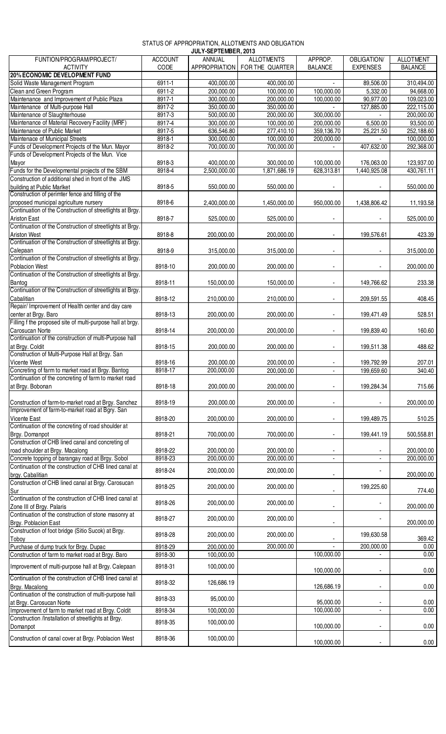# STATUS OF APPROPRIATION, ALLOTMENTS AND OBLIGATION

**JULY-SEPTEMBER, 2013**

| FUNTION/PROGRAM/PROJECT/ ACTIVITY | ACCOUNT CODE | ANNUAL APPROPRIATION | ALLOTMENTS FOR THE QUARTER | APPROP. BALANCE | OBLIGATION/ EXPENSES | ALLOTMENT BALANCE |
|---|---|---|---|---|---|---|
| **20% ECONOMIC DEVELOPMENT FUND** | | | | | | |
| Solid Waste Management Program | 6911-1 | 400,000.00 | 400,000.00 | - | 89,506.00 | 310,494.00 |
| Clean and Green Program | 6911-2 | 200,000.00 | 100,000.00 | 100,000.00 | 5,332.00 | 94,668.00 |
| Maintenance and Improvement of Public Plaza | 8917-1 | 300,000.00 | 200,000.00 | 100,000.00 | 90,977.00 | 109,023.00 |
| Maintenance of Multi-purpose Hall | 8917-2 | 350,000.00 | 350,000.00 | - | 127,885.00 | 222,115.00 |
| Maintenance of Slaughterhouse | 8917-3 | 500,000.00 | 200,000.00 | 300,000.00 | - | 200,000.00 |
| Maintenance of Material Recovery Facility (MRF) | 8917-4 | 300,000.00 | 100,000.00 | 200,000.00 | 6,500.00 | 93,500.00 |
| Maintenance of Public Market | 8917-5 | 636,546.80 | 277,410.10 | 359,136.70 | 25,221.50 | 252,188.60 |
| Maintenace of Municipal Streets | 8918-1 | 300,000.00 | 100,000.00 | 200,000.00 | - | 100,000.00 |
| Funds of Development Projects of the Mun. Mayor | 8918-2 | 700,000.00 | 700,000.00 | - | 407,632.00 | 292,368.00 |
| Funds of Development Projects of the Mun. Vice Mayor | 8918-3 | 400,000.00 | 300,000.00 | 100,000.00 | 176,063.00 | 123,937.00 |
| Funds for the Developmental projects of the SBM | 8918-4 | 2,500,000.00 | 1,871,686.19 | 628,313.81 | 1,440,925.08 | 430,761.11 |
| Construction of additional shed in front of the JMS building at Public Marlket | 8918-5 | 550,000.00 | 550,000.00 | - | - | 550,000.00 |
| Construction of perimter fence and filling of the proposed municipal agriculture nursery | 8918-6 | 2,400,000.00 | 1,450,000.00 | 950,000.00 | 1,438,806.42 | 11,193.58 |
| Continuation of the Construction of streetlights at Brgy. Ariston East | 8918-7 | 525,000.00 | 525,000.00 | - | - | 525,000.00 |
| Continuation of the Construction of streetlights at Brgy. Ariston West | 8918-8 | 200,000.00 | 200,000.00 | - | 199,576.61 | 423.39 |
| Continuation of the Construction of streetlights at Brgy. Calepaan | 8918-9 | 315,000.00 | 315,000.00 | - | - | 315,000.00 |
| Continuation of the Construction of streetlights at Brgy. Poblacion West | 8918-10 | 200,000.00 | 200,000.00 | - | - | 200,000.00 |
| Continuation of the Construction of streetlights at Brgy. Bantog | 8918-11 | 150,000.00 | 150,000.00 | - | 149,766.62 | 233.38 |
| Continuation of the Construction of streetlights at Brgy. Cabalitian | 8918-12 | 210,000.00 | 210,000.00 | - | 209,591.55 | 408.45 |
| Repair/ Improvement of Health center and day care center at Brgy. Baro | 8918-13 | 200,000.00 | 200,000.00 | - | 199,471.49 | 528.51 |
| Filling f the proposed site of multi-purpose hall at brgy. Carosucan Norte | 8918-14 | 200,000.00 | 200,000.00 | - | 199,839.40 | 160.60 |
| Continuation of the construction of multi-Purpose hall at Brgy. Coldit | 8918-15 | 200,000.00 | 200,000.00 | - | 199,511.38 | 488.62 |
| Construction of Multi-Purpose Hall at Brgy. San Vicente West | 8918-16 | 200,000.00 | 200,000.00 | - | 199,792.99 | 207.01 |
| Concreting of farm to market road at Brgy. Bantog | 8918-17 | 200,000.00 | 200,000.00 | - | 199,659.60 | 340.40 |
| Continuation of the concreting of farm to market road at Brgy. Bobonan | 8918-18 | 200,000.00 | 200,000.00 | - | 199,284.34 | 715.66 |
| Construction of farm-to-market road at Brgy. Sanchez | 8918-19 | 200,000.00 | 200,000.00 | - | - | 200,000.00 |
| Improvement of farm-to-market road at Bgry. San Vicente East | 8918-20 | 200,000.00 | 200,000.00 | - | 199,489.75 | 510.25 |
| Continuation of the concreting of road shoulder at Brgy. Domanpot | 8918-21 | 700,000.00 | 700,000.00 | - | 199,441.19 | 500,558.81 |
| Construction of CHB lined canal and concreting of road shoulder at Brgy. Macalong | 8918-22 | 200,000.00 | 200,000.00 | - | - | 200,000.00 |
| Concrete topping of barangay road at Brgy. Sobol | 8918-23 | 200,000.00 | 200,000.00 | - | - | 200,000.00 |
| Continuation of the construction of CHB lined canal at brgy. Cabalitian | 8918-24 | 200,000.00 | 200,000.00 | - | - | 200,000.00 |
| Construction of CHB lined canal at Brgy. Carosucan Sur | 8918-25 | 200,000.00 | 200,000.00 | - | 199,225.60 | 774.40 |
| Continuation of the construction of CHB lined canal at Zone III of Brgy. Palaris | 8918-26 | 200,000.00 | 200,000.00 | - | - | 200,000.00 |
| Continuation of the construction of stone masonry at Brgy. Poblacion East | 8918-27 | 200,000.00 | 200,000.00 | - | - | 200,000.00 |
| Construction of foot bridge (Sitio Sucok) at Brgy. Toboy | 8918-28 | 200,000.00 | 200,000.00 | - | 199,630.58 | 369.42 |
| Purchase of dump truck for Brgy. Dupac | 8918-29 | 200,000.00 | 200,000.00 | - | 200,000.00 | 0.00 |
| Construction of farm to market road at Brgy. Baro | 8918-30 | 100,000.00 | | 100,000.00 | - | 0.00 |
| Improvement of multi-purpose hall at Brgy. Calepaan | 8918-31 | 100,000.00 | | 100,000.00 | - | 0.00 |
| Continuation of the construction of CHB lined canal at Brgy. Macalong | 8918-32 | 126,686.19 | | 126,686.19 | - | 0.00 |
| Continuation of the construction of multi-purpose hall at Brgy. Carosucan Norte | 8918-33 | 95,000.00 | | 95,000.00 | - | 0.00 |
| Improvement of farm to market road at Brgy. Coldit | 8918-34 | 100,000.00 | | 100,000.00 | - | 0.00 |
| Construction /Installation of streetlights at Brgy. Domanpot | 8918-35 | 100,000.00 | | 100,000.00 | - | 0.00 |
| Construction of canal cover at Brgy. Poblacion West | 8918-36 | 100,000.00 | | 100,000.00 | - | 0.00 |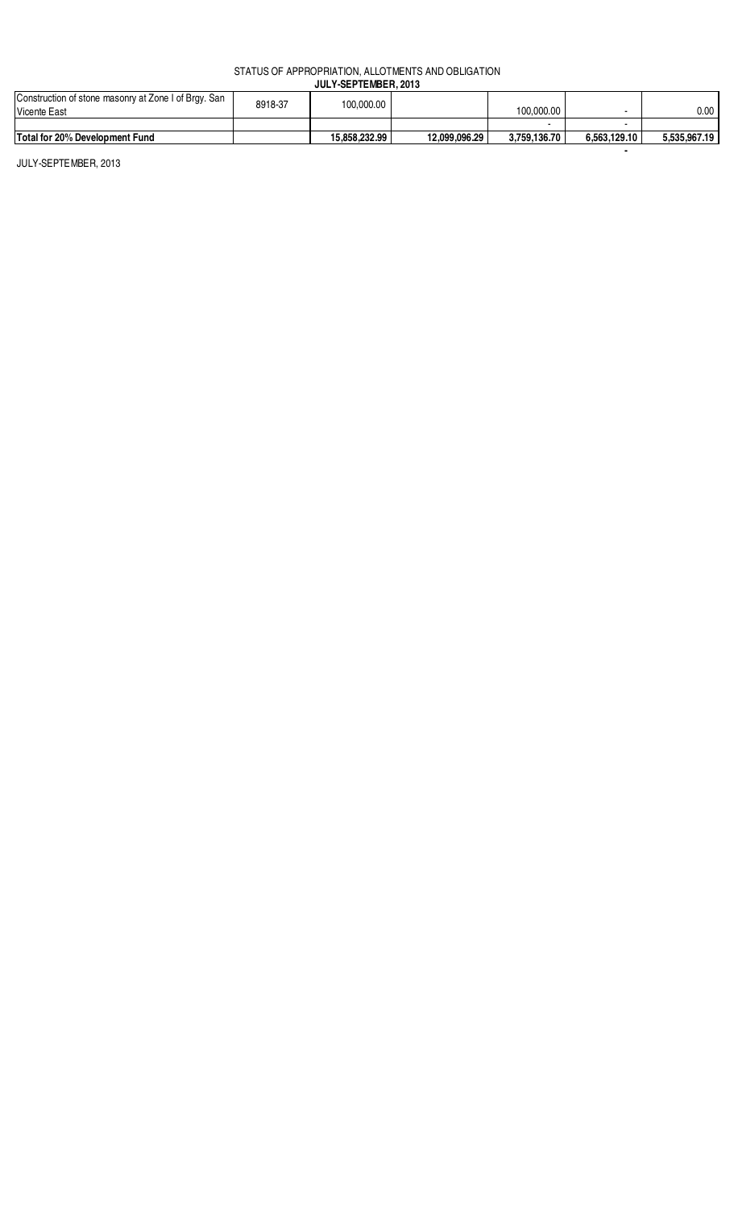STATUS OF APPROPRIATION, ALLOTMENTS AND OBLIGATION

**JULY-SEPTEMBER, 2013**

| | | | | | | |
|---|---|---|---|---|---|---|
| Construction of stone masonry at Zone I of Brgy. San Vicente East | 8918-37 | 100,000.00 | | 100,000.00 | - | 0.00 |
| | | | | - | - | |
| **Total for 20% Development Fund** | | **15,858,232.99** | **12,099,096.29** | **3,759,136.70** | **6,563,129.10** | **5,535,967.19** |
| | | | | | - | |

JULY-SEPTEMBER, 2013